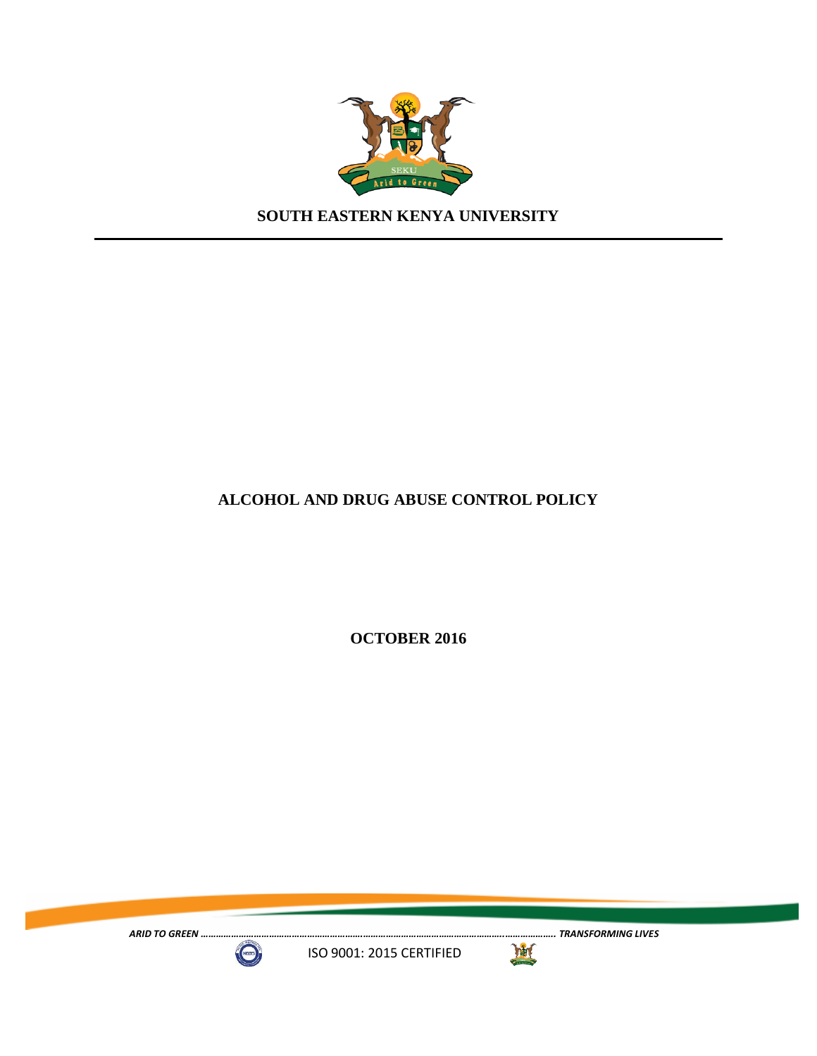**SOUTH EASTERN KENYA UNIVERSITY**

---

# ALCOHOL AND DRUG ABUSE CONTROL POLICY

**OCTOBER 2016**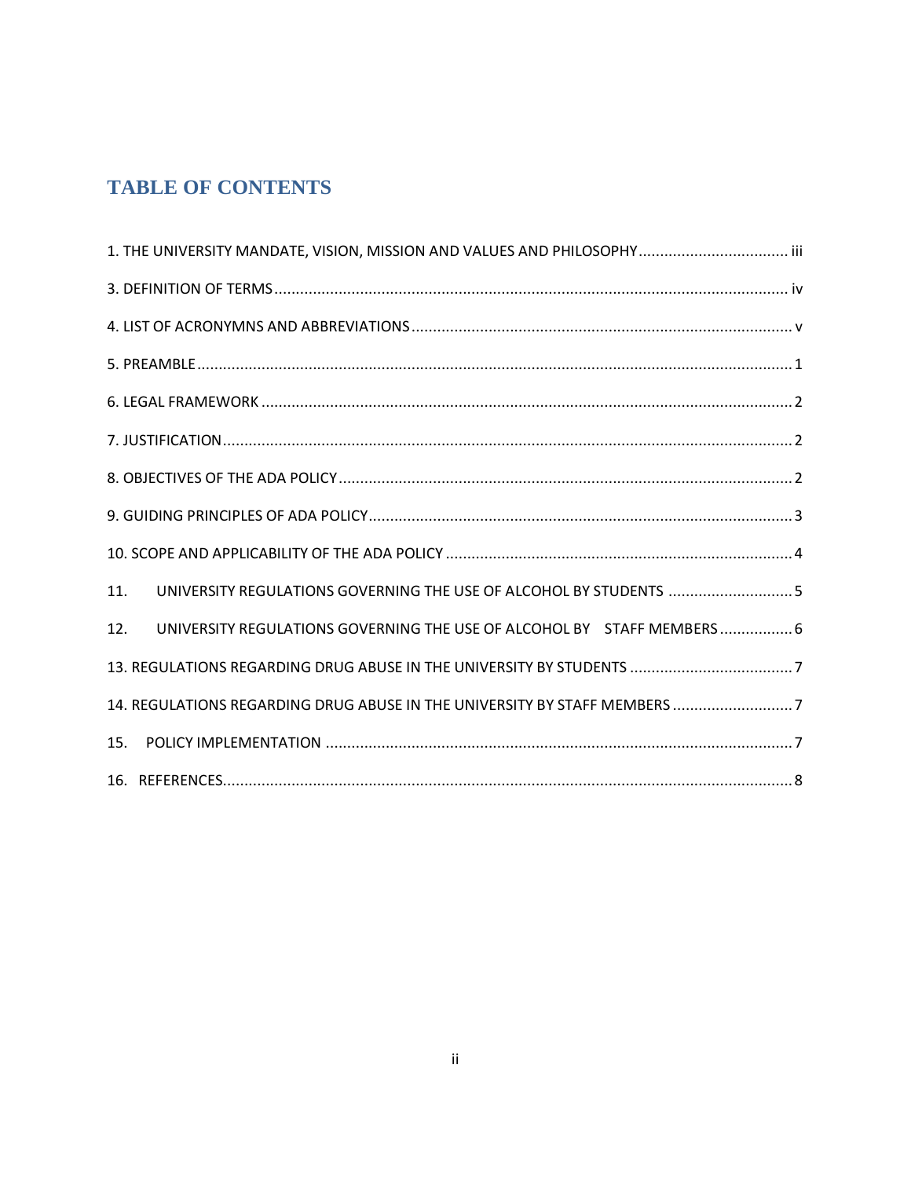# TABLE OF CONTENTS

1. THE UNIVERSITY MANDATE, VISION, MISSION AND VALUES AND PHILOSOPHY .................................. iii

3. DEFINITION OF TERMS ........................................................................................................... iv

4. LIST OF ACRONYMNS AND ABBREVIATIONS ........................................................................... v

5. PREAMBLE ................................................................................................................................ 1

6. LEGAL FRAMEWORK ................................................................................................................ 2

7. JUSTIFICATION ......................................................................................................................... 2

8. OBJECTIVES OF THE ADA POLICY ............................................................................................ 2

9. GUIDING PRINCIPLES OF ADA POLICY ..................................................................................... 3

10. SCOPE AND APPLICABILITY OF THE ADA POLICY ................................................................... 4

11. UNIVERSITY REGULATIONS GOVERNING THE USE OF ALCOHOL BY STUDENTS ..................... 5

12. UNIVERSITY REGULATIONS GOVERNING THE USE OF ALCOHOL BY STAFF MEMBERS ........... 6

13. REGULATIONS REGARDING DRUG ABUSE IN THE UNIVERSITY BY STUDENTS ....................... 7

14. REGULATIONS REGARDING DRUG ABUSE IN THE UNIVERSITY BY STAFF MEMBERS ............... 7

15. POLICY IMPLEMENTATION ..................................................................................................... 7

16. REFERENCES ............................................................................................................................ 8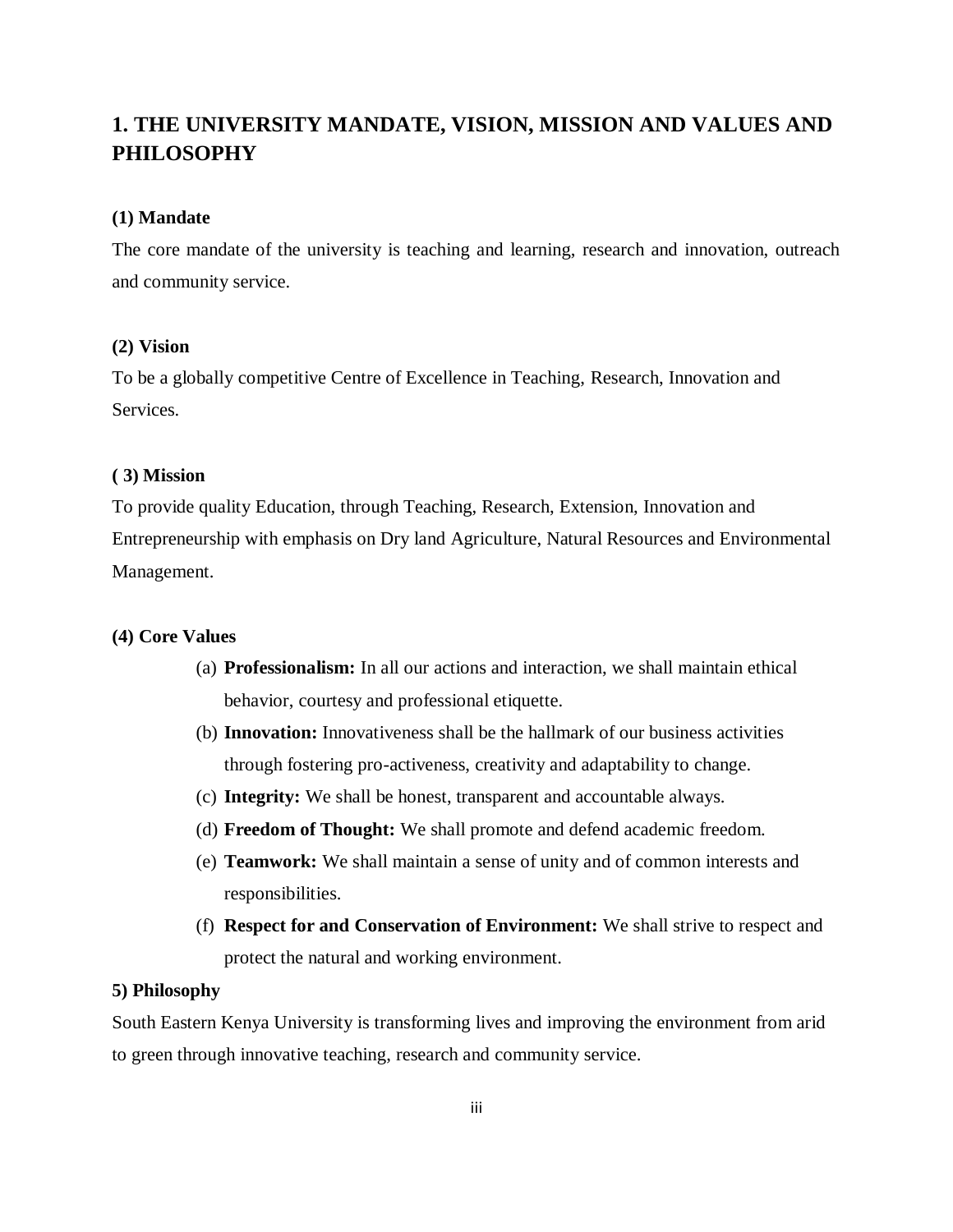# 1. THE UNIVERSITY MANDATE, VISION, MISSION AND VALUES AND PHILOSOPHY

### (1) Mandate

The core mandate of the university is teaching and learning, research and innovation, outreach and community service.

### (2) Vision

To be a globally competitive Centre of Excellence in Teaching, Research, Innovation and Services.

### ( 3) Mission

To provide quality Education, through Teaching, Research, Extension, Innovation and Entrepreneurship with emphasis on Dry land Agriculture, Natural Resources and Environmental Management.

### (4) Core Values

(a) **Professionalism:** In all our actions and interaction, we shall maintain ethical behavior, courtesy and professional etiquette.

(b) **Innovation:** Innovativeness shall be the hallmark of our business activities through fostering pro-activeness, creativity and adaptability to change.

(c) **Integrity:** We shall be honest, transparent and accountable always.

(d) **Freedom of Thought:** We shall promote and defend academic freedom.

(e) **Teamwork:** We shall maintain a sense of unity and of common interests and responsibilities.

(f) **Respect for and Conservation of Environment:** We shall strive to respect and protect the natural and working environment.

### 5) Philosophy

South Eastern Kenya University is transforming lives and improving the environment from arid to green through innovative teaching, research and community service.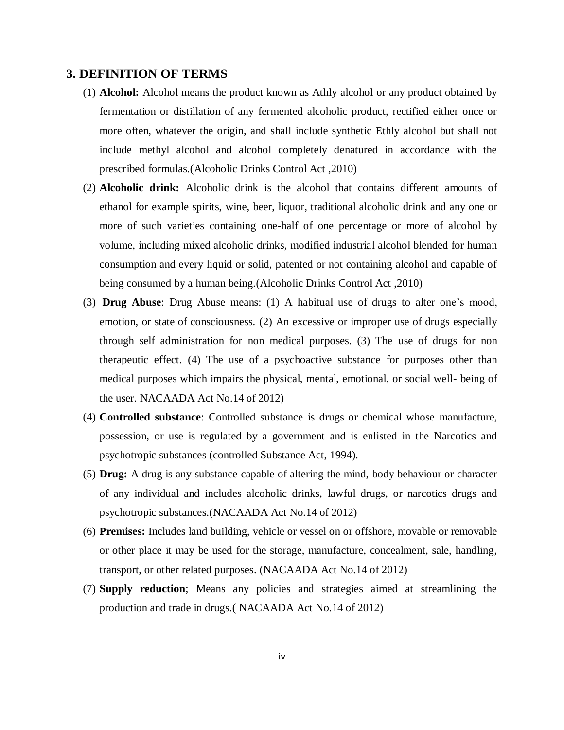## 3. DEFINITION OF TERMS

(1) **Alcohol:** Alcohol means the product known as Athly alcohol or any product obtained by fermentation or distillation of any fermented alcoholic product, rectified either once or more often, whatever the origin, and shall include synthetic Ethly alcohol but shall not include methyl alcohol and alcohol completely denatured in accordance with the prescribed formulas.(Alcoholic Drinks Control Act ,2010)

(2) **Alcoholic drink:** Alcoholic drink is the alcohol that contains different amounts of ethanol for example spirits, wine, beer, liquor, traditional alcoholic drink and any one or more of such varieties containing one-half of one percentage or more of alcohol by volume, including mixed alcoholic drinks, modified industrial alcohol blended for human consumption and every liquid or solid, patented or not containing alcohol and capable of being consumed by a human being.(Alcoholic Drinks Control Act ,2010)

(3) **Drug Abuse**: Drug Abuse means: (1) A habitual use of drugs to alter one's mood, emotion, or state of consciousness. (2) An excessive or improper use of drugs especially through self administration for non medical purposes. (3) The use of drugs for non therapeutic effect. (4) The use of a psychoactive substance for purposes other than medical purposes which impairs the physical, mental, emotional, or social well- being of the user. NACAADA Act No.14 of 2012)

(4) **Controlled substance**: Controlled substance is drugs or chemical whose manufacture, possession, or use is regulated by a government and is enlisted in the Narcotics and psychotropic substances (controlled Substance Act, 1994).

(5) **Drug:** A drug is any substance capable of altering the mind, body behaviour or character of any individual and includes alcoholic drinks, lawful drugs, or narcotics drugs and psychotropic substances.(NACAADA Act No.14 of 2012)

(6) **Premises:** Includes land building, vehicle or vessel on or offshore, movable or removable or other place it may be used for the storage, manufacture, concealment, sale, handling, transport, or other related purposes. (NACAADA Act No.14 of 2012)

(7) **Supply reduction**; Means any policies and strategies aimed at streamlining the production and trade in drugs.( NACAADA Act No.14 of 2012)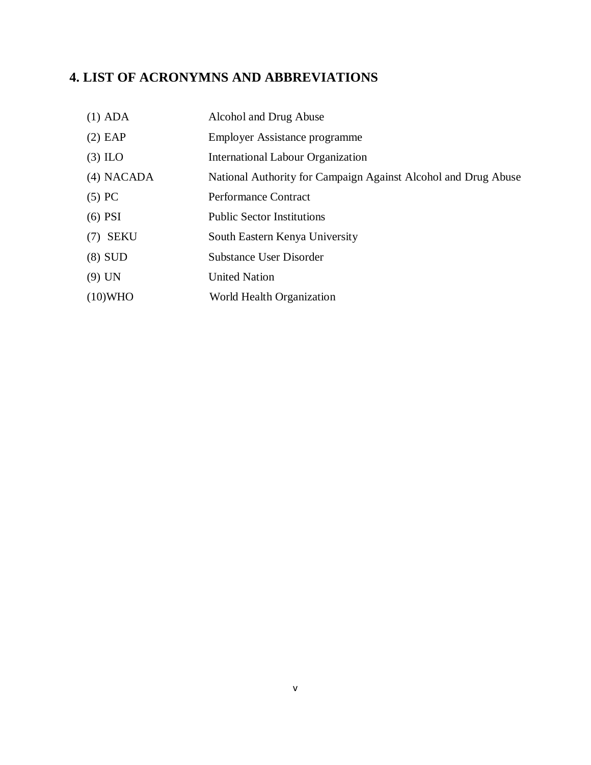## 4. LIST OF ACRONYMNS AND ABBREVIATIONS

| | |
|---|---|
| (1) ADA | Alcohol and Drug Abuse |
| (2) EAP | Employer Assistance programme |
| (3) ILO | International Labour Organization |
| (4) NACADA | National Authority for Campaign Against Alcohol and Drug Abuse |
| (5) PC | Performance Contract |
| (6) PSI | Public Sector Institutions |
| (7) SEKU | South Eastern Kenya University |
| (8) SUD | Substance User Disorder |
| (9) UN | United Nation |
| (10)WHO | World Health Organization |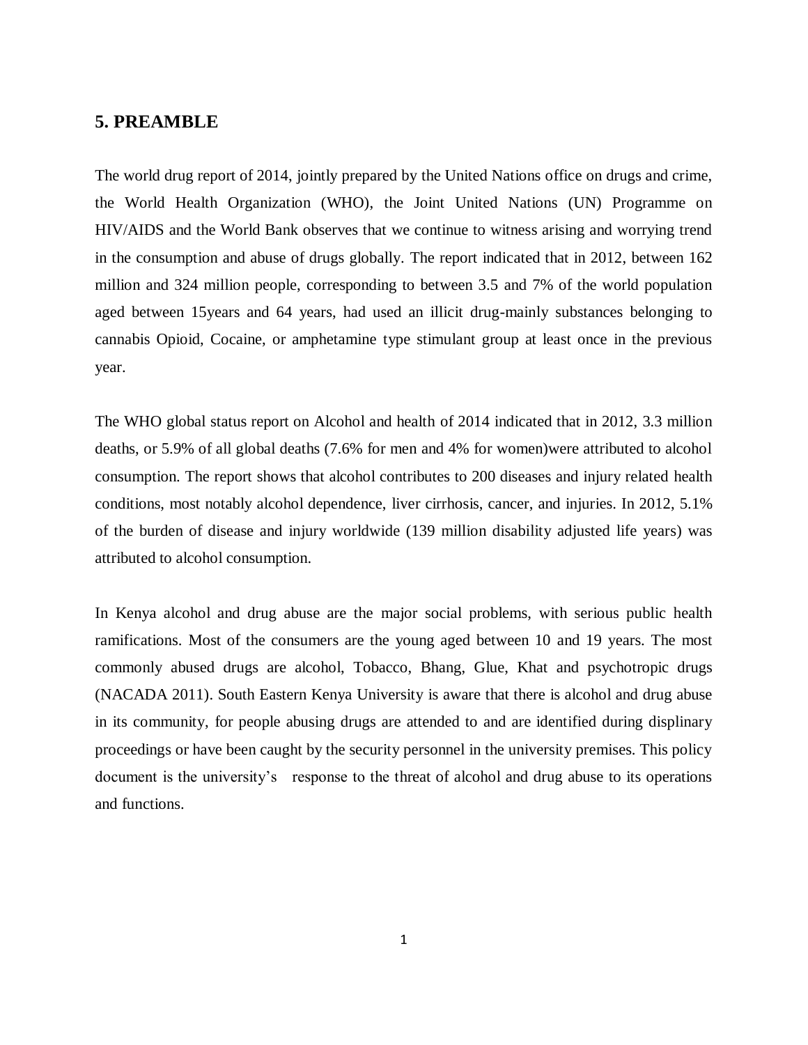## 5. PREAMBLE

The world drug report of 2014, jointly prepared by the United Nations office on drugs and crime, the World Health Organization (WHO), the Joint United Nations (UN) Programme on HIV/AIDS and the World Bank observes that we continue to witness arising and worrying trend in the consumption and abuse of drugs globally. The report indicated that in 2012, between 162 million and 324 million people, corresponding to between 3.5 and 7% of the world population aged between 15years and 64 years, had used an illicit drug-mainly substances belonging to cannabis Opioid, Cocaine, or amphetamine type stimulant group at least once in the previous year.

The WHO global status report on Alcohol and health of 2014 indicated that in 2012, 3.3 million deaths, or 5.9% of all global deaths (7.6% for men and 4% for women)were attributed to alcohol consumption. The report shows that alcohol contributes to 200 diseases and injury related health conditions, most notably alcohol dependence, liver cirrhosis, cancer, and injuries. In 2012, 5.1% of the burden of disease and injury worldwide (139 million disability adjusted life years) was attributed to alcohol consumption.

In Kenya alcohol and drug abuse are the major social problems, with serious public health ramifications. Most of the consumers are the young aged between 10 and 19 years. The most commonly abused drugs are alcohol, Tobacco, Bhang, Glue, Khat and psychotropic drugs (NACADA 2011). South Eastern Kenya University is aware that there is alcohol and drug abuse in its community, for people abusing drugs are attended to and are identified during displinary proceedings or have been caught by the security personnel in the university premises. This policy document is the university's response to the threat of alcohol and drug abuse to its operations and functions.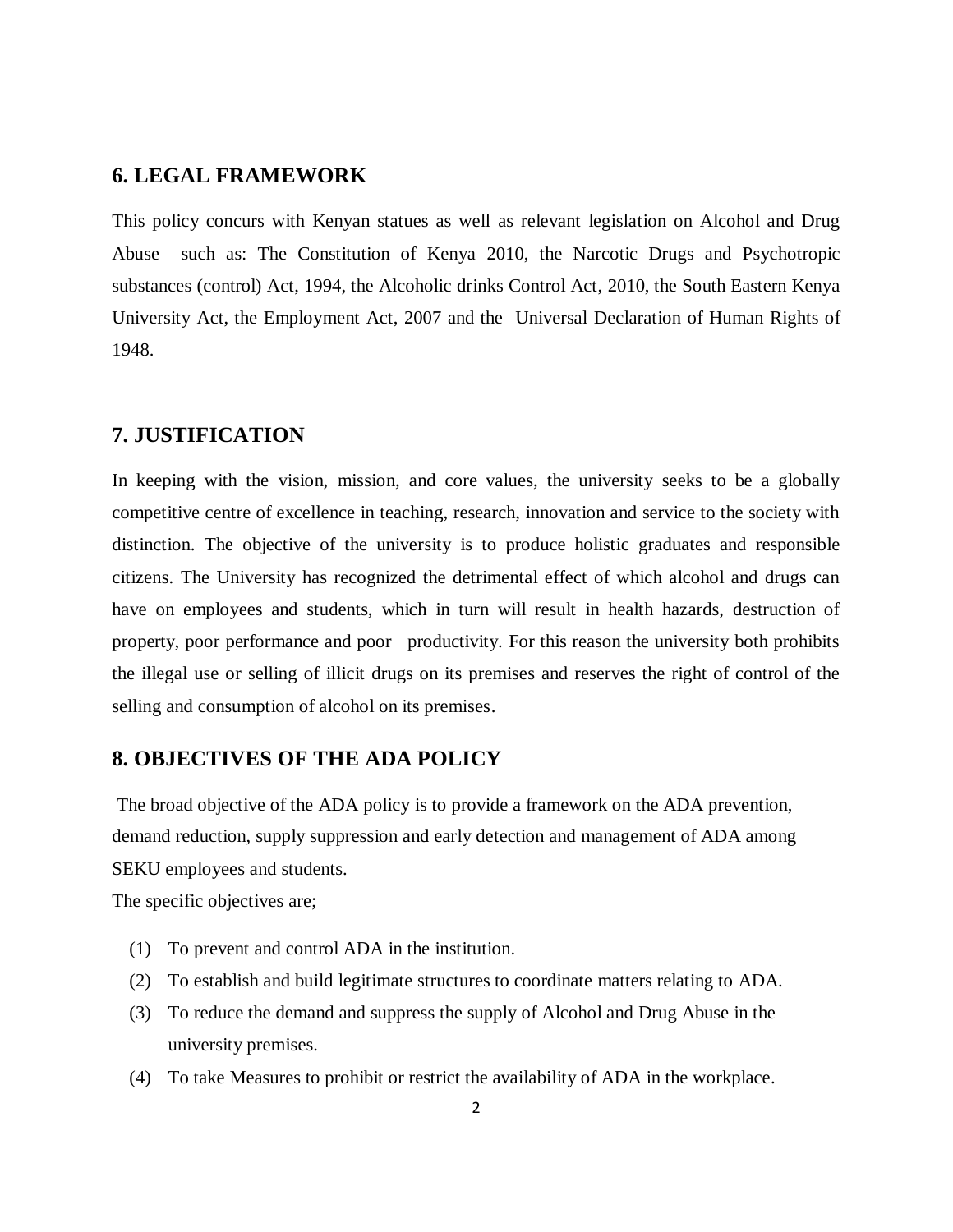## 6. LEGAL FRAMEWORK

This policy concurs with Kenyan statues as well as relevant legislation on Alcohol and Drug Abuse such as: The Constitution of Kenya 2010, the Narcotic Drugs and Psychotropic substances (control) Act, 1994, the Alcoholic drinks Control Act, 2010, the South Eastern Kenya University Act, the Employment Act, 2007 and the Universal Declaration of Human Rights of 1948.

## 7. JUSTIFICATION

In keeping with the vision, mission, and core values, the university seeks to be a globally competitive centre of excellence in teaching, research, innovation and service to the society with distinction. The objective of the university is to produce holistic graduates and responsible citizens. The University has recognized the detrimental effect of which alcohol and drugs can have on employees and students, which in turn will result in health hazards, destruction of property, poor performance and poor productivity. For this reason the university both prohibits the illegal use or selling of illicit drugs on its premises and reserves the right of control of the selling and consumption of alcohol on its premises.

## 8. OBJECTIVES OF THE ADA POLICY

The broad objective of the ADA policy is to provide a framework on the ADA prevention, demand reduction, supply suppression and early detection and management of ADA among SEKU employees and students.

The specific objectives are;

(1) To prevent and control ADA in the institution.

(2) To establish and build legitimate structures to coordinate matters relating to ADA.

(3) To reduce the demand and suppress the supply of Alcohol and Drug Abuse in the university premises.

(4) To take Measures to prohibit or restrict the availability of ADA in the workplace.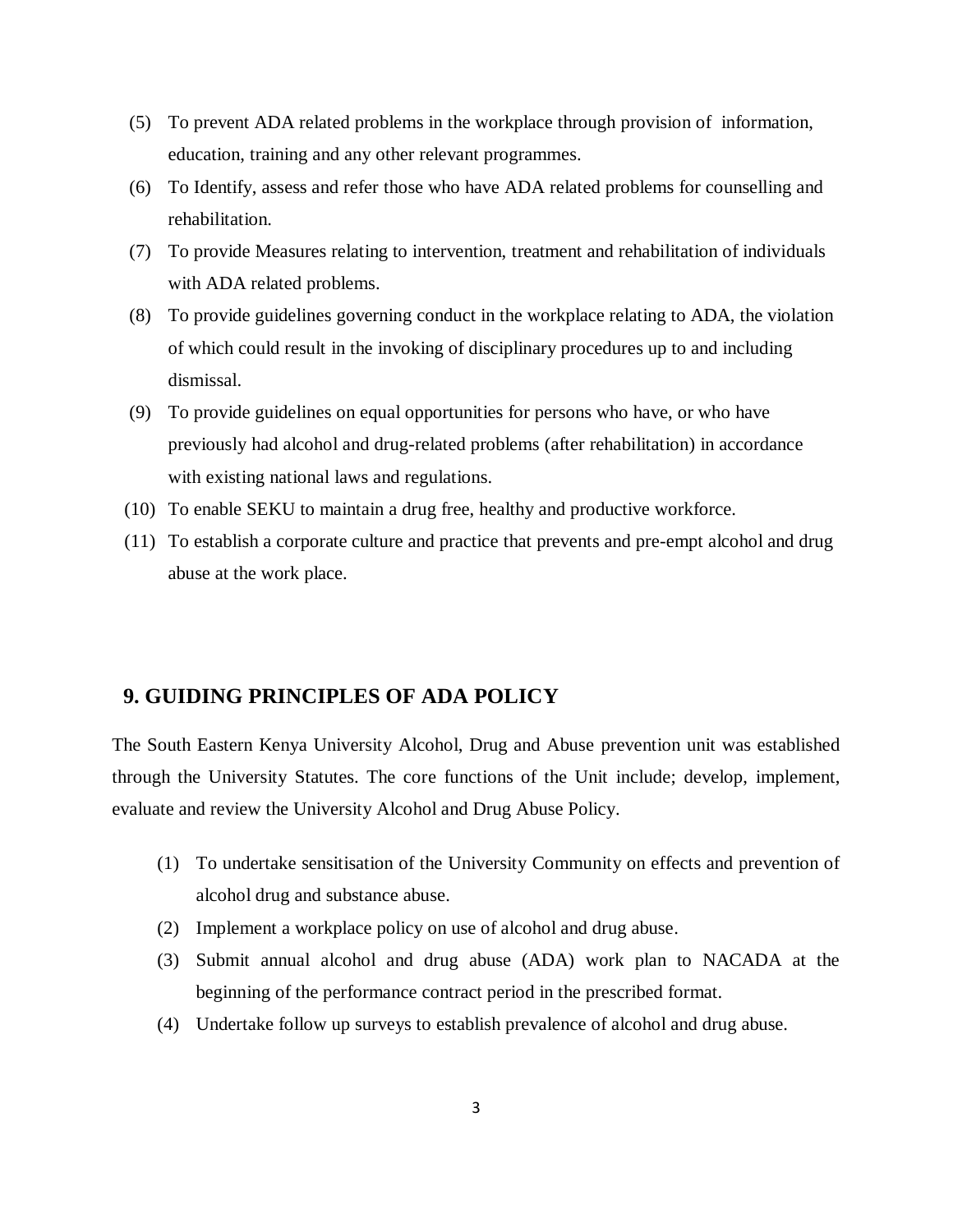(5) To prevent ADA related problems in the workplace through provision of information, education, training and any other relevant programmes.

(6) To Identify, assess and refer those who have ADA related problems for counselling and rehabilitation.

(7) To provide Measures relating to intervention, treatment and rehabilitation of individuals with ADA related problems.

(8) To provide guidelines governing conduct in the workplace relating to ADA, the violation of which could result in the invoking of disciplinary procedures up to and including dismissal.

(9) To provide guidelines on equal opportunities for persons who have, or who have previously had alcohol and drug-related problems (after rehabilitation) in accordance with existing national laws and regulations.

(10) To enable SEKU to maintain a drug free, healthy and productive workforce.

(11) To establish a corporate culture and practice that prevents and pre-empt alcohol and drug abuse at the work place.

## 9. GUIDING PRINCIPLES OF ADA POLICY

The South Eastern Kenya University Alcohol, Drug and Abuse prevention unit was established through the University Statutes. The core functions of the Unit include; develop, implement, evaluate and review the University Alcohol and Drug Abuse Policy.

(1) To undertake sensitisation of the University Community on effects and prevention of alcohol drug and substance abuse.

(2) Implement a workplace policy on use of alcohol and drug abuse.

(3) Submit annual alcohol and drug abuse (ADA) work plan to NACADA at the beginning of the performance contract period in the prescribed format.

(4) Undertake follow up surveys to establish prevalence of alcohol and drug abuse.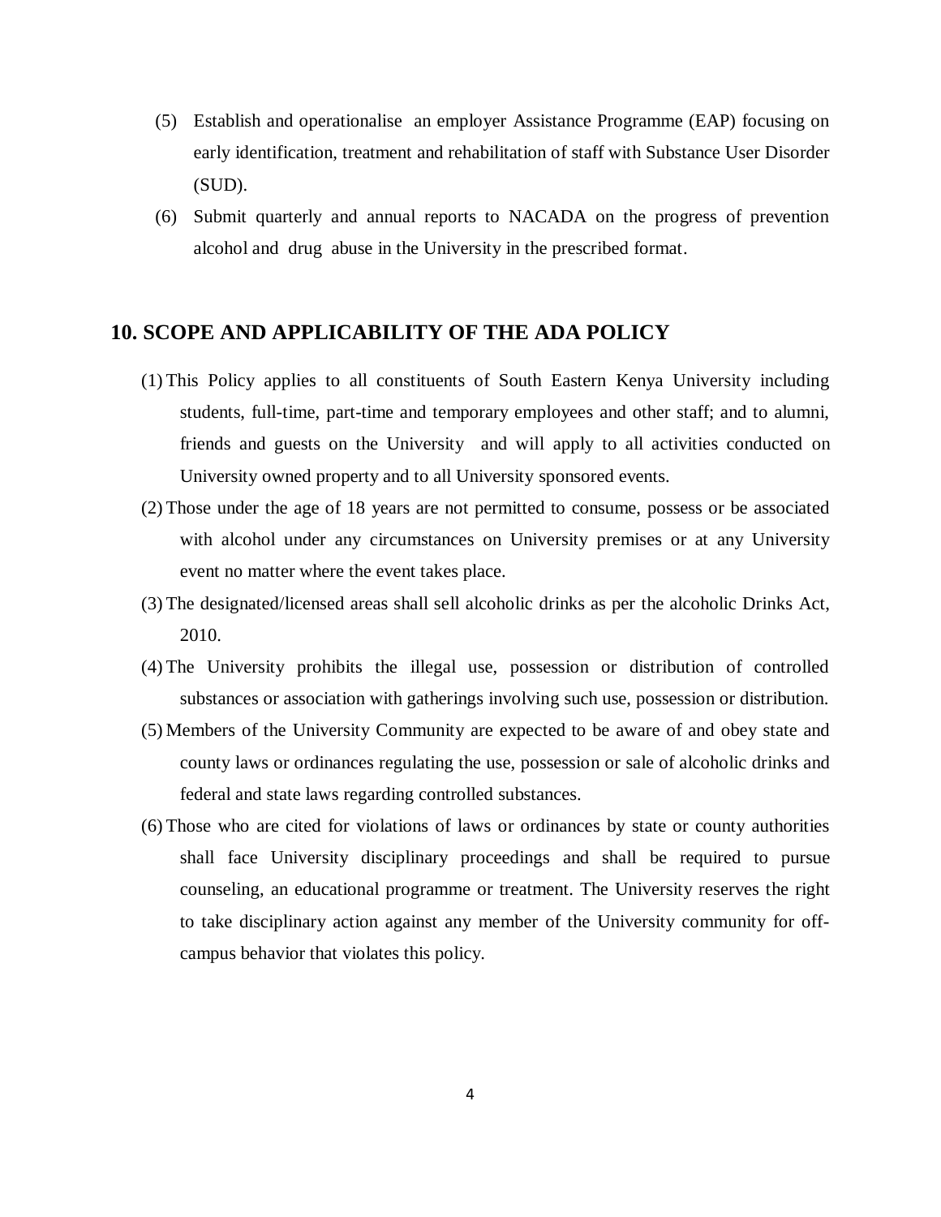(5) Establish and operationalise an employer Assistance Programme (EAP) focusing on early identification, treatment and rehabilitation of staff with Substance User Disorder (SUD).

(6) Submit quarterly and annual reports to NACADA on the progress of prevention alcohol and drug abuse in the University in the prescribed format.

## 10. SCOPE AND APPLICABILITY OF THE ADA POLICY

(1) This Policy applies to all constituents of South Eastern Kenya University including students, full-time, part-time and temporary employees and other staff; and to alumni, friends and guests on the University and will apply to all activities conducted on University owned property and to all University sponsored events.

(2) Those under the age of 18 years are not permitted to consume, possess or be associated with alcohol under any circumstances on University premises or at any University event no matter where the event takes place.

(3) The designated/licensed areas shall sell alcoholic drinks as per the alcoholic Drinks Act, 2010.

(4) The University prohibits the illegal use, possession or distribution of controlled substances or association with gatherings involving such use, possession or distribution.

(5) Members of the University Community are expected to be aware of and obey state and county laws or ordinances regulating the use, possession or sale of alcoholic drinks and federal and state laws regarding controlled substances.

(6) Those who are cited for violations of laws or ordinances by state or county authorities shall face University disciplinary proceedings and shall be required to pursue counseling, an educational programme or treatment. The University reserves the right to take disciplinary action against any member of the University community for off-campus behavior that violates this policy.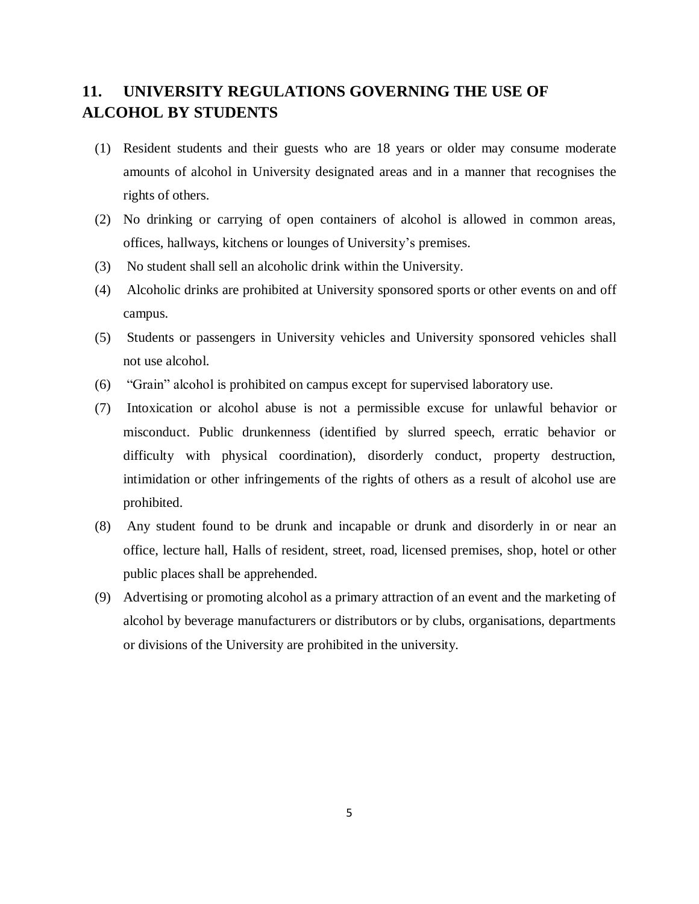## 11. UNIVERSITY REGULATIONS GOVERNING THE USE OF ALCOHOL BY STUDENTS

(1) Resident students and their guests who are 18 years or older may consume moderate amounts of alcohol in University designated areas and in a manner that recognises the rights of others.

(2) No drinking or carrying of open containers of alcohol is allowed in common areas, offices, hallways, kitchens or lounges of University's premises.

(3) No student shall sell an alcoholic drink within the University.

(4) Alcoholic drinks are prohibited at University sponsored sports or other events on and off campus.

(5) Students or passengers in University vehicles and University sponsored vehicles shall not use alcohol.

(6) "Grain" alcohol is prohibited on campus except for supervised laboratory use.

(7) Intoxication or alcohol abuse is not a permissible excuse for unlawful behavior or misconduct. Public drunkenness (identified by slurred speech, erratic behavior or difficulty with physical coordination), disorderly conduct, property destruction, intimidation or other infringements of the rights of others as a result of alcohol use are prohibited.

(8) Any student found to be drunk and incapable or drunk and disorderly in or near an office, lecture hall, Halls of resident, street, road, licensed premises, shop, hotel or other public places shall be apprehended.

(9) Advertising or promoting alcohol as a primary attraction of an event and the marketing of alcohol by beverage manufacturers or distributors or by clubs, organisations, departments or divisions of the University are prohibited in the university.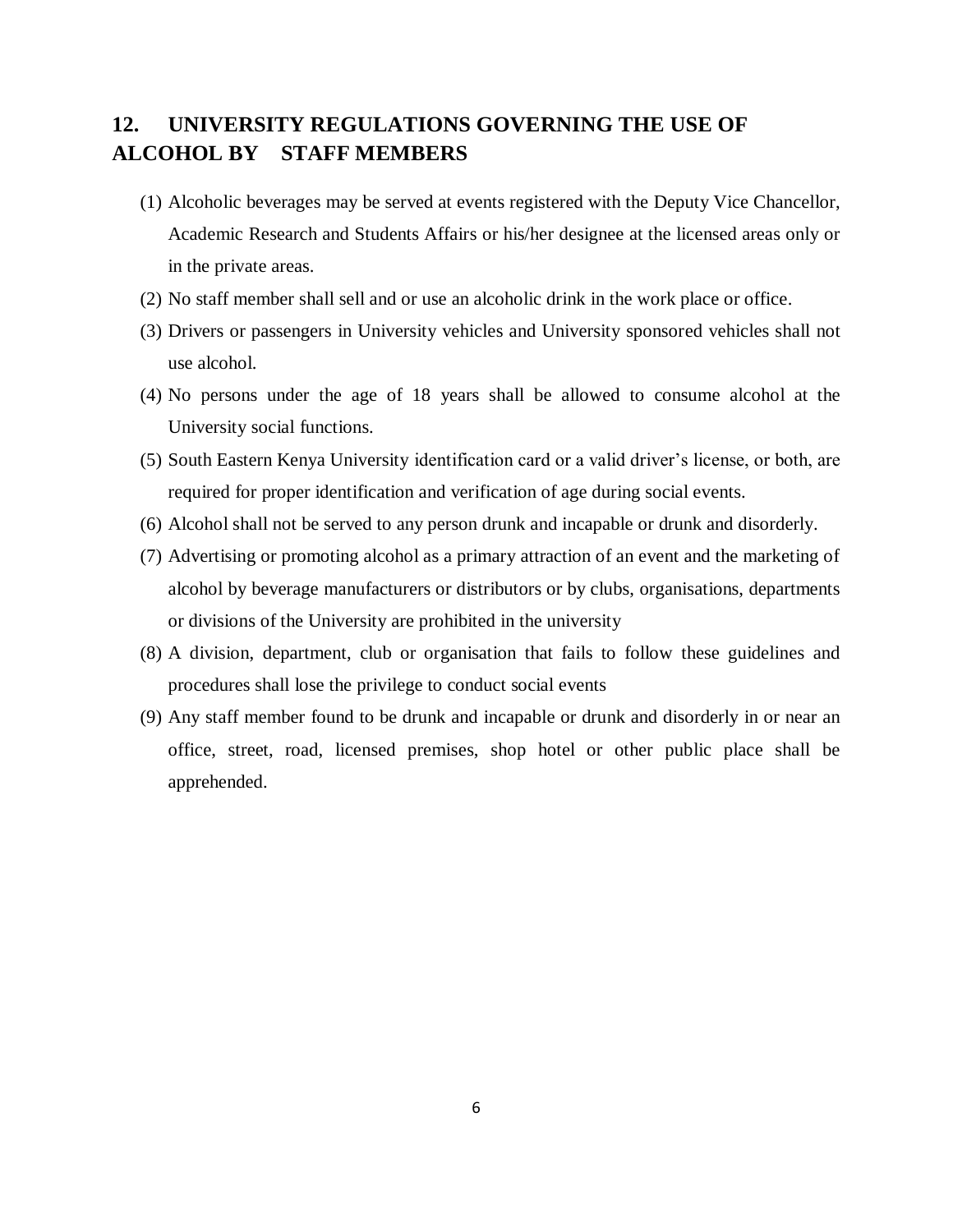## 12. UNIVERSITY REGULATIONS GOVERNING THE USE OF ALCOHOL BY STAFF MEMBERS

(1) Alcoholic beverages may be served at events registered with the Deputy Vice Chancellor, Academic Research and Students Affairs or his/her designee at the licensed areas only or in the private areas.

(2) No staff member shall sell and or use an alcoholic drink in the work place or office.

(3) Drivers or passengers in University vehicles and University sponsored vehicles shall not use alcohol.

(4) No persons under the age of 18 years shall be allowed to consume alcohol at the University social functions.

(5) South Eastern Kenya University identification card or a valid driver's license, or both, are required for proper identification and verification of age during social events.

(6) Alcohol shall not be served to any person drunk and incapable or drunk and disorderly.

(7) Advertising or promoting alcohol as a primary attraction of an event and the marketing of alcohol by beverage manufacturers or distributors or by clubs, organisations, departments or divisions of the University are prohibited in the university

(8) A division, department, club or organisation that fails to follow these guidelines and procedures shall lose the privilege to conduct social events

(9) Any staff member found to be drunk and incapable or drunk and disorderly in or near an office, street, road, licensed premises, shop hotel or other public place shall be apprehended.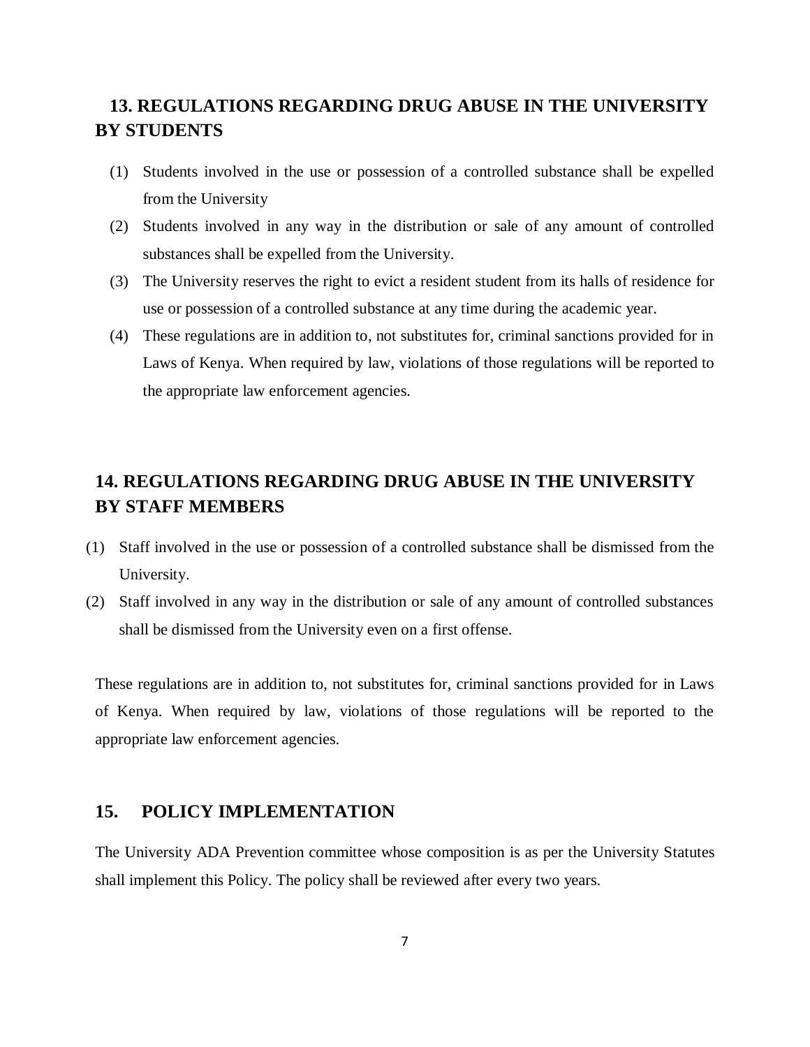## 13. REGULATIONS REGARDING DRUG ABUSE IN THE UNIVERSITY BY STUDENTS

(1) Students involved in the use or possession of a controlled substance shall be expelled from the University

(2) Students involved in any way in the distribution or sale of any amount of controlled substances shall be expelled from the University.

(3) The University reserves the right to evict a resident student from its halls of residence for use or possession of a controlled substance at any time during the academic year.

(4) These regulations are in addition to, not substitutes for, criminal sanctions provided for in Laws of Kenya. When required by law, violations of those regulations will be reported to the appropriate law enforcement agencies.

## 14. REGULATIONS REGARDING DRUG ABUSE IN THE UNIVERSITY BY STAFF MEMBERS

(1) Staff involved in the use or possession of a controlled substance shall be dismissed from the University.

(2) Staff involved in any way in the distribution or sale of any amount of controlled substances shall be dismissed from the University even on a first offense.

These regulations are in addition to, not substitutes for, criminal sanctions provided for in Laws of Kenya. When required by law, violations of those regulations will be reported to the appropriate law enforcement agencies.

## 15. POLICY IMPLEMENTATION

The University ADA Prevention committee whose composition is as per the University Statutes shall implement this Policy. The policy shall be reviewed after every two years.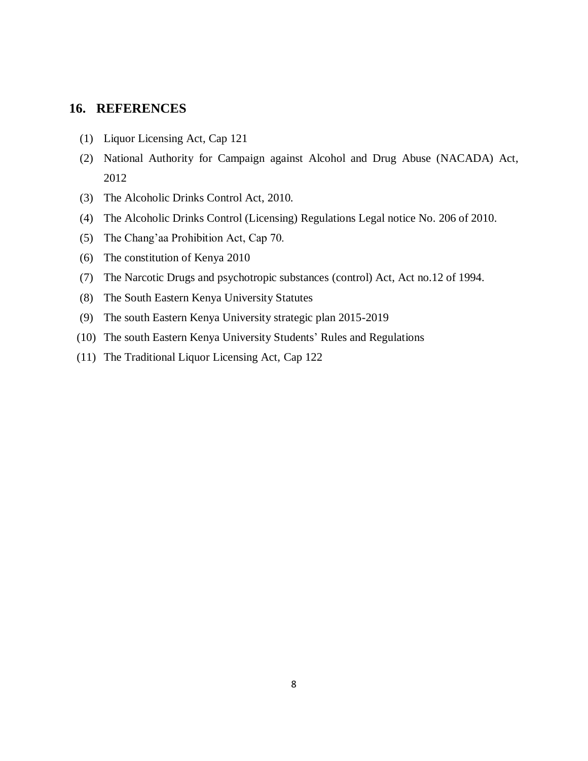## 16. REFERENCES

(1) Liquor Licensing Act, Cap 121

(2) National Authority for Campaign against Alcohol and Drug Abuse (NACADA) Act, 2012

(3) The Alcoholic Drinks Control Act, 2010.

(4) The Alcoholic Drinks Control (Licensing) Regulations Legal notice No. 206 of 2010.

(5) The Chang'aa Prohibition Act, Cap 70.

(6) The constitution of Kenya 2010

(7) The Narcotic Drugs and psychotropic substances (control) Act, Act no.12 of 1994.

(8) The South Eastern Kenya University Statutes

(9) The south Eastern Kenya University strategic plan 2015-2019

(10) The south Eastern Kenya University Students' Rules and Regulations

(11) The Traditional Liquor Licensing Act, Cap 122